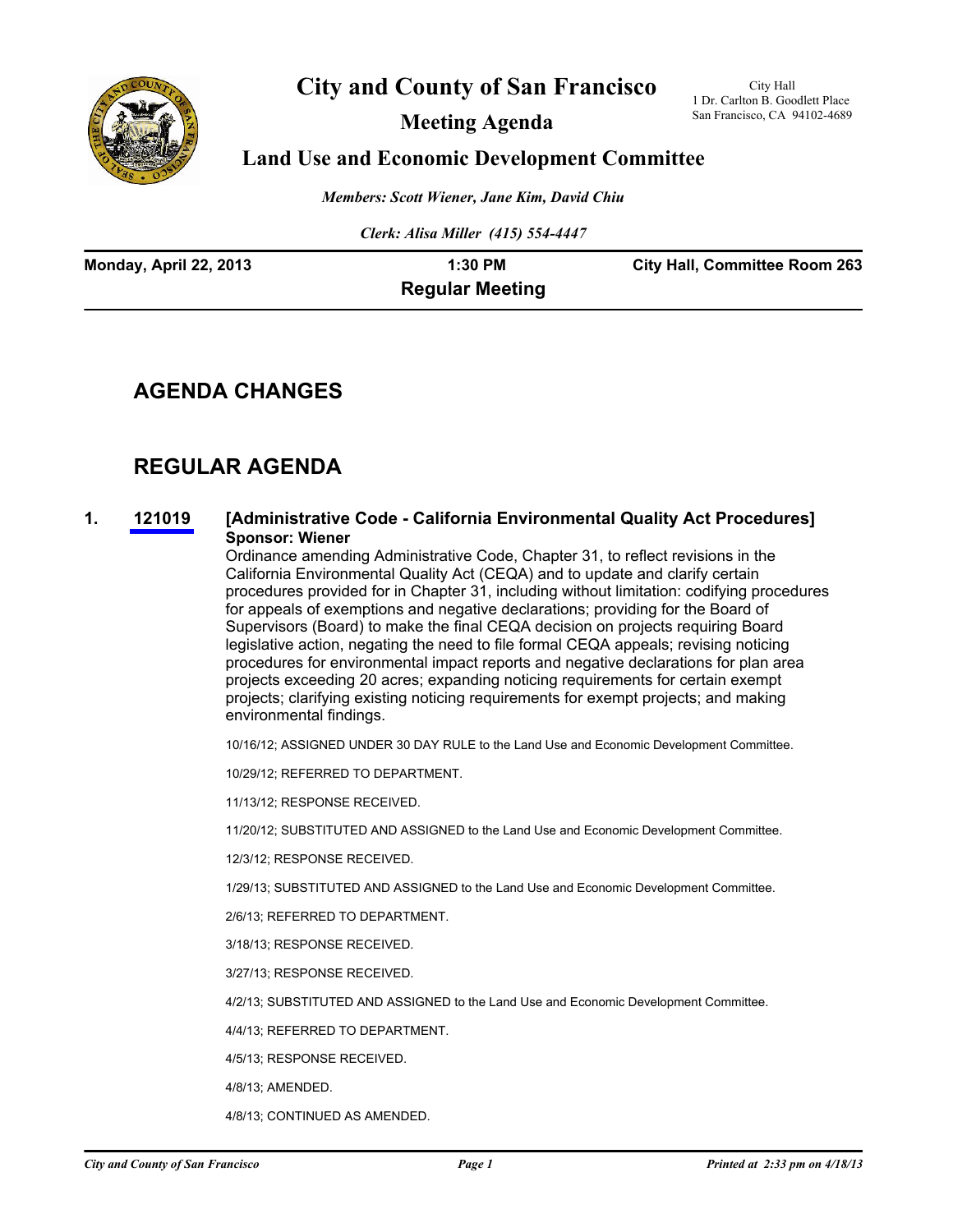# City and County of San Francisco

City Hall
1 Dr. Carlton B. Goodlett Place
San Francisco, CA 94102-4689

## Meeting Agenda

## Land Use and Economic Development Committee

*Members: Scott Wiener, Jane Kim, David Chiu*

*Clerk: Alisa Miller (415) 554-4447*

**Monday, April 22, 2013** | **1:30 PM** | **City Hall, Committee Room 263**

**Regular Meeting**

## AGENDA CHANGES

## REGULAR AGENDA

**1. 121019 [Administrative Code - California Environmental Quality Act Procedures]**
**Sponsor: Wiener**

Ordinance amending Administrative Code, Chapter 31, to reflect revisions in the California Environmental Quality Act (CEQA) and to update and clarify certain procedures provided for in Chapter 31, including without limitation: codifying procedures for appeals of exemptions and negative declarations; providing for the Board of Supervisors (Board) to make the final CEQA decision on projects requiring Board legislative action, negating the need to file formal CEQA appeals; revising noticing procedures for environmental impact reports and negative declarations for plan area projects exceeding 20 acres; expanding noticing requirements for certain exempt projects; clarifying existing noticing requirements for exempt projects; and making environmental findings.

10/16/12; ASSIGNED UNDER 30 DAY RULE to the Land Use and Economic Development Committee.

10/29/12; REFERRED TO DEPARTMENT.

11/13/12; RESPONSE RECEIVED.

11/20/12; SUBSTITUTED AND ASSIGNED to the Land Use and Economic Development Committee.

12/3/12; RESPONSE RECEIVED.

1/29/13; SUBSTITUTED AND ASSIGNED to the Land Use and Economic Development Committee.

2/6/13; REFERRED TO DEPARTMENT.

3/18/13; RESPONSE RECEIVED.

3/27/13; RESPONSE RECEIVED.

4/2/13; SUBSTITUTED AND ASSIGNED to the Land Use and Economic Development Committee.

4/4/13; REFERRED TO DEPARTMENT.

4/5/13; RESPONSE RECEIVED.

4/8/13; AMENDED.

4/8/13; CONTINUED AS AMENDED.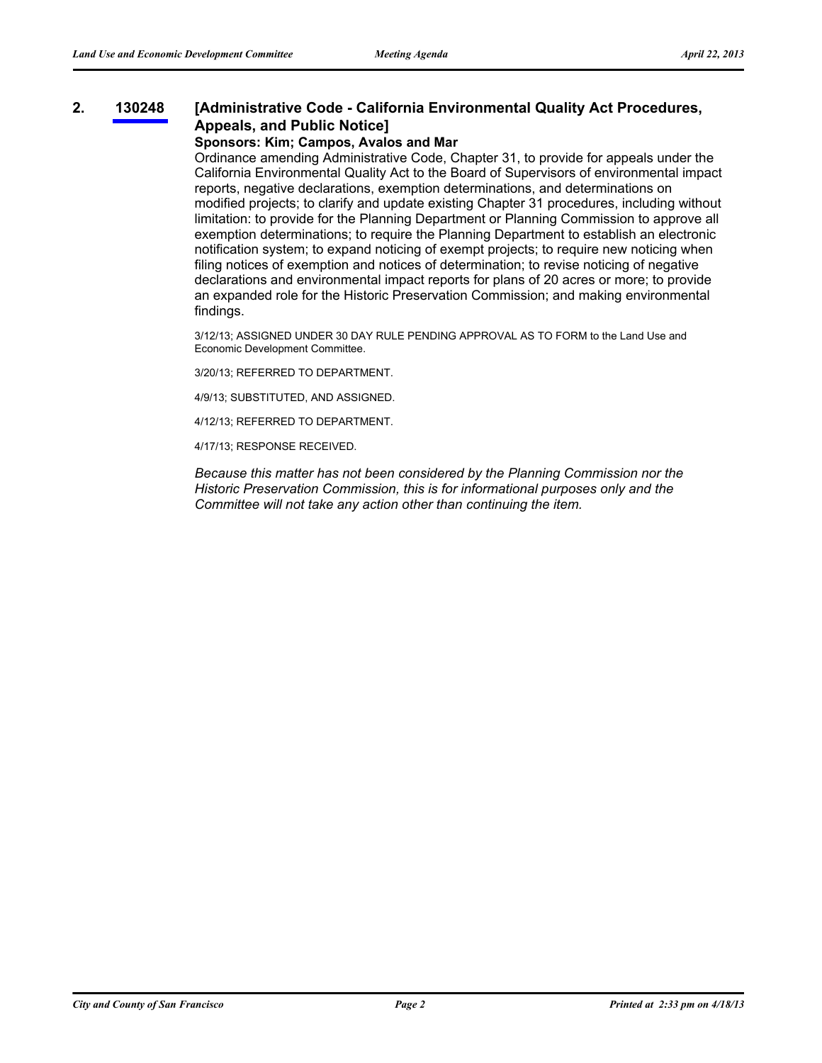**2. 130248 [Administrative Code - California Environmental Quality Act Procedures, Appeals, and Public Notice]**

**Sponsors: Kim; Campos, Avalos and Mar**

Ordinance amending Administrative Code, Chapter 31, to provide for appeals under the California Environmental Quality Act to the Board of Supervisors of environmental impact reports, negative declarations, exemption determinations, and determinations on modified projects; to clarify and update existing Chapter 31 procedures, including without limitation: to provide for the Planning Department or Planning Commission to approve all exemption determinations; to require the Planning Department to establish an electronic notification system; to expand noticing of exempt projects; to require new noticing when filing notices of exemption and notices of determination; to revise noticing of negative declarations and environmental impact reports for plans of 20 acres or more; to provide an expanded role for the Historic Preservation Commission; and making environmental findings.

3/12/13; ASSIGNED UNDER 30 DAY RULE PENDING APPROVAL AS TO FORM to the Land Use and Economic Development Committee.

3/20/13; REFERRED TO DEPARTMENT.

4/9/13; SUBSTITUTED, AND ASSIGNED.

4/12/13; REFERRED TO DEPARTMENT.

4/17/13; RESPONSE RECEIVED.

*Because this matter has not been considered by the Planning Commission nor the Historic Preservation Commission, this is for informational purposes only and the Committee will not take any action other than continuing the item.*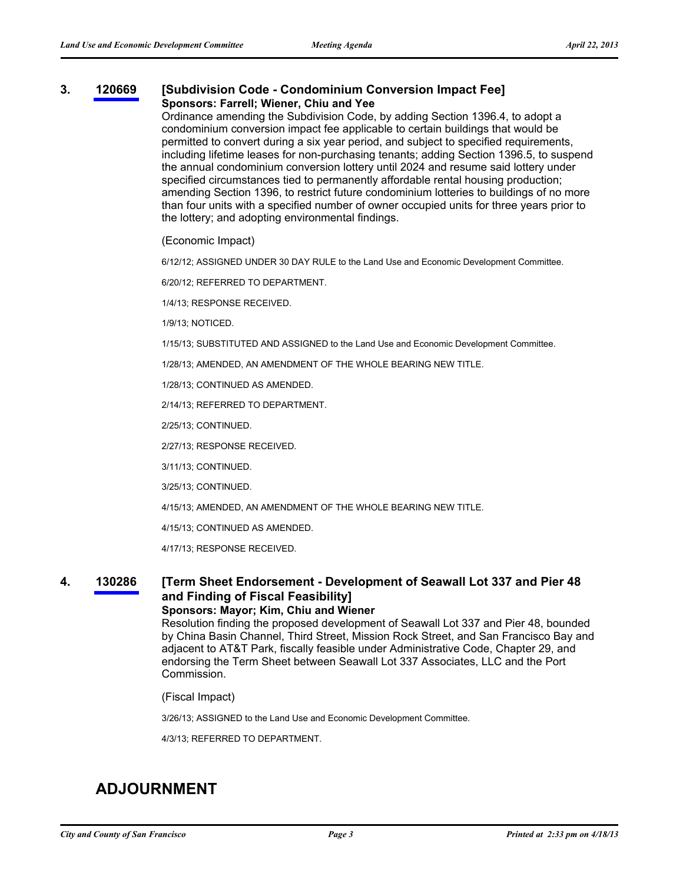**3. 120669 [Subdivision Code - Condominium Conversion Impact Fee]**

**Sponsors: Farrell; Wiener, Chiu and Yee**

Ordinance amending the Subdivision Code, by adding Section 1396.4, to adopt a condominium conversion impact fee applicable to certain buildings that would be permitted to convert during a six year period, and subject to specified requirements, including lifetime leases for non-purchasing tenants; adding Section 1396.5, to suspend the annual condominium conversion lottery until 2024 and resume said lottery under specified circumstances tied to permanently affordable rental housing production; amending Section 1396, to restrict future condominium lotteries to buildings of no more than four units with a specified number of owner occupied units for three years prior to the lottery; and adopting environmental findings.

(Economic Impact)

6/12/12; ASSIGNED UNDER 30 DAY RULE to the Land Use and Economic Development Committee.

6/20/12; REFERRED TO DEPARTMENT.

1/4/13; RESPONSE RECEIVED.

1/9/13; NOTICED.

1/15/13; SUBSTITUTED AND ASSIGNED to the Land Use and Economic Development Committee.

1/28/13; AMENDED, AN AMENDMENT OF THE WHOLE BEARING NEW TITLE.

1/28/13; CONTINUED AS AMENDED.

2/14/13; REFERRED TO DEPARTMENT.

2/25/13; CONTINUED.

2/27/13; RESPONSE RECEIVED.

3/11/13; CONTINUED.

3/25/13; CONTINUED.

4/15/13; AMENDED, AN AMENDMENT OF THE WHOLE BEARING NEW TITLE.

4/15/13; CONTINUED AS AMENDED.

4/17/13; RESPONSE RECEIVED.

**4. 130286 [Term Sheet Endorsement - Development of Seawall Lot 337 and Pier 48 and Finding of Fiscal Feasibility]**

**Sponsors: Mayor; Kim, Chiu and Wiener**

Resolution finding the proposed development of Seawall Lot 337 and Pier 48, bounded by China Basin Channel, Third Street, Mission Rock Street, and San Francisco Bay and adjacent to AT&T Park, fiscally feasible under Administrative Code, Chapter 29, and endorsing the Term Sheet between Seawall Lot 337 Associates, LLC and the Port Commission.

(Fiscal Impact)

3/26/13; ASSIGNED to the Land Use and Economic Development Committee.

4/3/13; REFERRED TO DEPARTMENT.

# ADJOURNMENT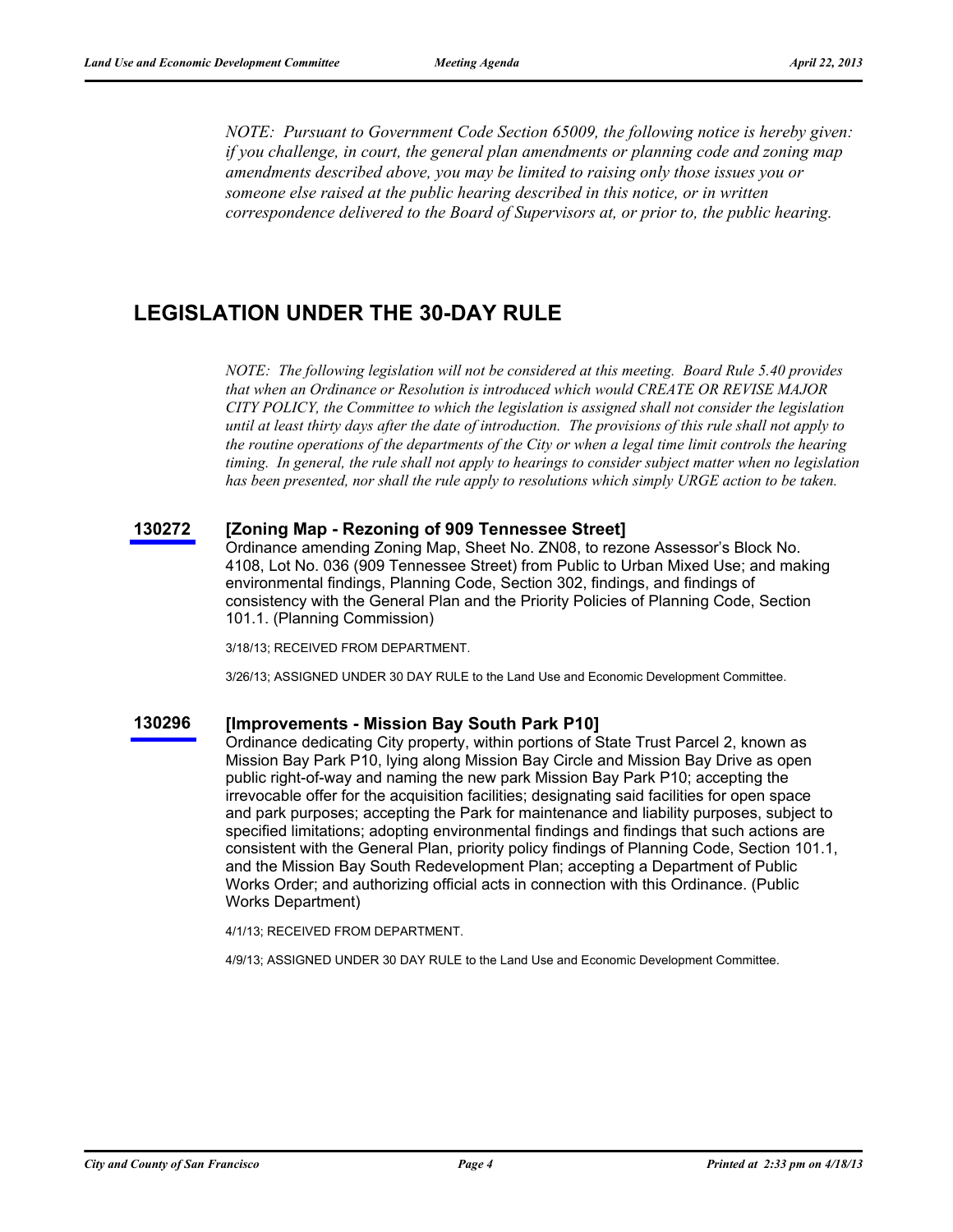*NOTE: Pursuant to Government Code Section 65009, the following notice is hereby given: if you challenge, in court, the general plan amendments or planning code and zoning map amendments described above, you may be limited to raising only those issues you or someone else raised at the public hearing described in this notice, or in written correspondence delivered to the Board of Supervisors at, or prior to, the public hearing.*

## LEGISLATION UNDER THE 30-DAY RULE

*NOTE: The following legislation will not be considered at this meeting. Board Rule 5.40 provides that when an Ordinance or Resolution is introduced which would CREATE OR REVISE MAJOR CITY POLICY, the Committee to which the legislation is assigned shall not consider the legislation until at least thirty days after the date of introduction. The provisions of this rule shall not apply to the routine operations of the departments of the City or when a legal time limit controls the hearing timing. In general, the rule shall not apply to hearings to consider subject matter when no legislation has been presented, nor shall the rule apply to resolutions which simply URGE action to be taken.*

**130272** **[Zoning Map - Rezoning of 909 Tennessee Street]**

Ordinance amending Zoning Map, Sheet No. ZN08, to rezone Assessor's Block No. 4108, Lot No. 036 (909 Tennessee Street) from Public to Urban Mixed Use; and making environmental findings, Planning Code, Section 302, findings, and findings of consistency with the General Plan and the Priority Policies of Planning Code, Section 101.1. (Planning Commission)

3/18/13; RECEIVED FROM DEPARTMENT.

3/26/13; ASSIGNED UNDER 30 DAY RULE to the Land Use and Economic Development Committee.

**130296** **[Improvements - Mission Bay South Park P10]**

Ordinance dedicating City property, within portions of State Trust Parcel 2, known as Mission Bay Park P10, lying along Mission Bay Circle and Mission Bay Drive as open public right-of-way and naming the new park Mission Bay Park P10; accepting the irrevocable offer for the acquisition facilities; designating said facilities for open space and park purposes; accepting the Park for maintenance and liability purposes, subject to specified limitations; adopting environmental findings and findings that such actions are consistent with the General Plan, priority policy findings of Planning Code, Section 101.1, and the Mission Bay South Redevelopment Plan; accepting a Department of Public Works Order; and authorizing official acts in connection with this Ordinance. (Public Works Department)

4/1/13; RECEIVED FROM DEPARTMENT.

4/9/13; ASSIGNED UNDER 30 DAY RULE to the Land Use and Economic Development Committee.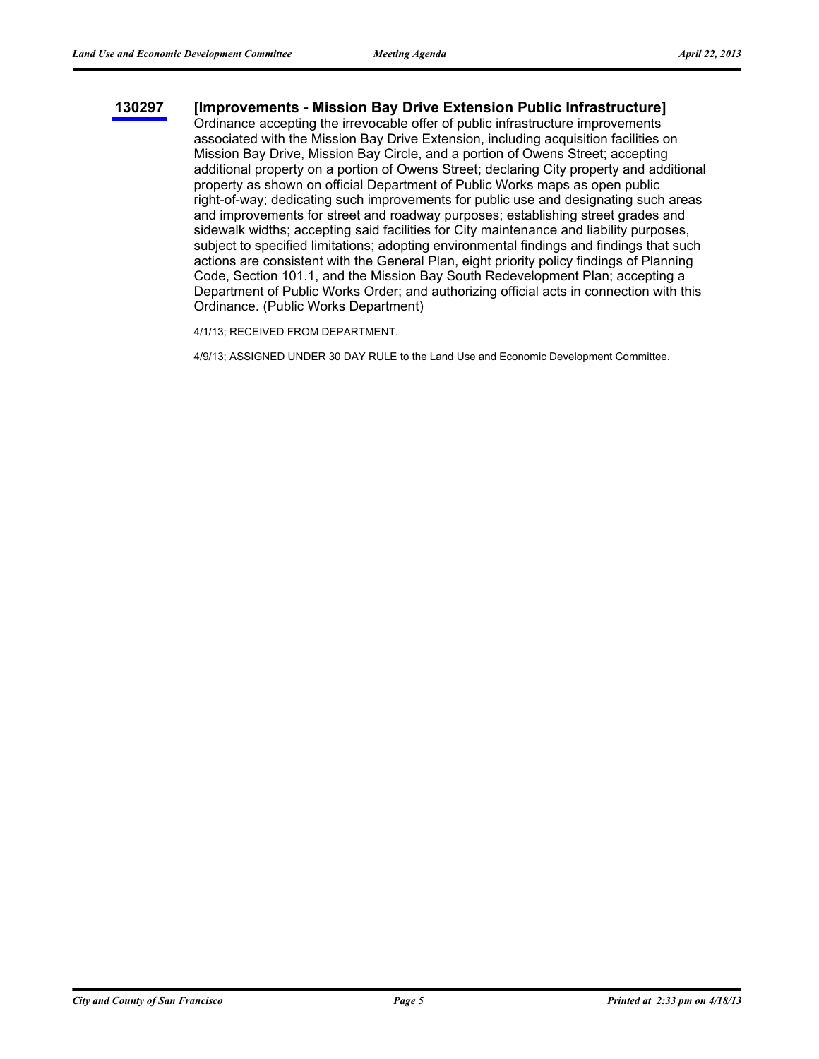**130297** **[Improvements - Mission Bay Drive Extension Public Infrastructure]**

Ordinance accepting the irrevocable offer of public infrastructure improvements associated with the Mission Bay Drive Extension, including acquisition facilities on Mission Bay Drive, Mission Bay Circle, and a portion of Owens Street; accepting additional property on a portion of Owens Street; declaring City property and additional property as shown on official Department of Public Works maps as open public right-of-way; dedicating such improvements for public use and designating such areas and improvements for street and roadway purposes; establishing street grades and sidewalk widths; accepting said facilities for City maintenance and liability purposes, subject to specified limitations; adopting environmental findings and findings that such actions are consistent with the General Plan, eight priority policy findings of Planning Code, Section 101.1, and the Mission Bay South Redevelopment Plan; accepting a Department of Public Works Order; and authorizing official acts in connection with this Ordinance. (Public Works Department)

4/1/13; RECEIVED FROM DEPARTMENT.

4/9/13; ASSIGNED UNDER 30 DAY RULE to the Land Use and Economic Development Committee.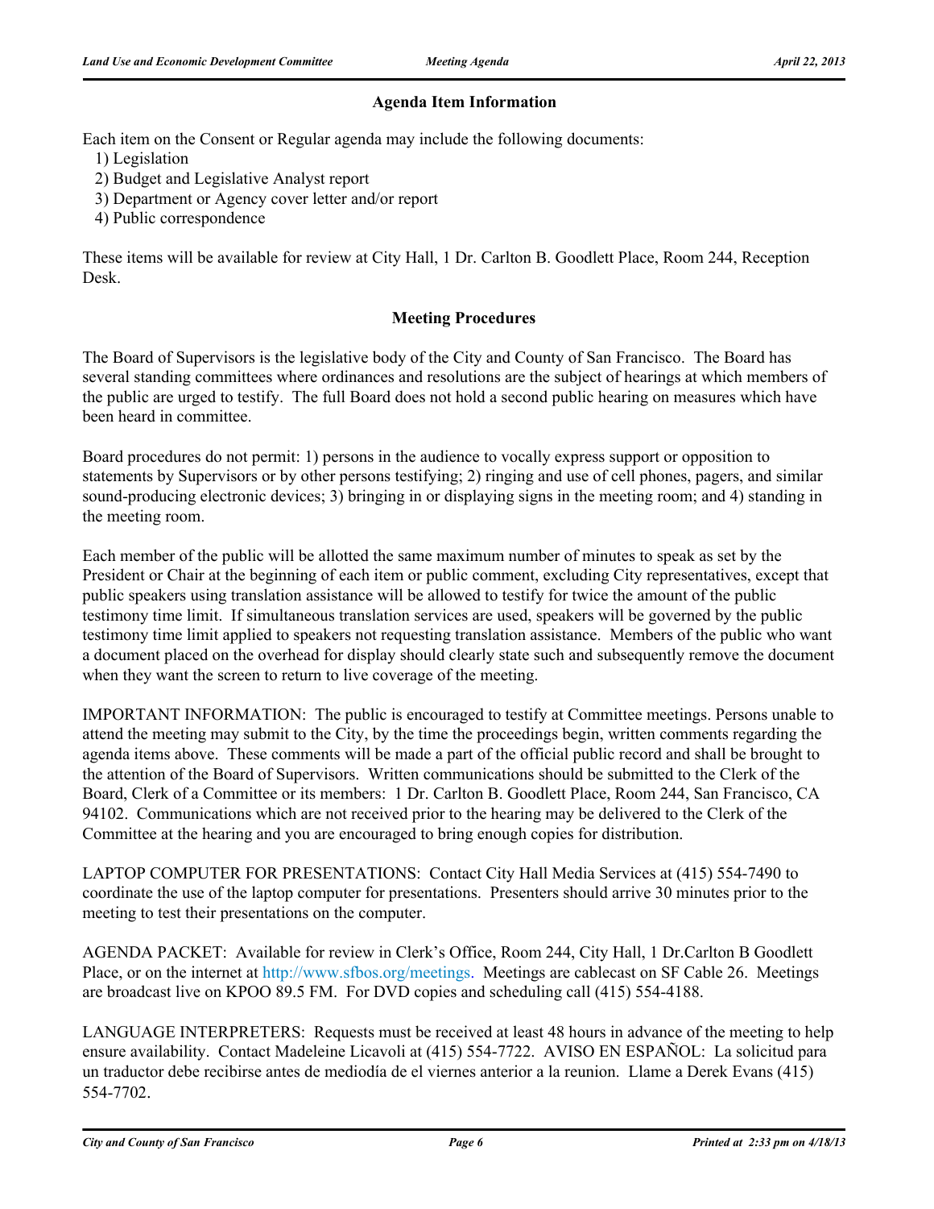## Agenda Item Information

Each item on the Consent or Regular agenda may include the following documents:

1) Legislation
2) Budget and Legislative Analyst report
3) Department or Agency cover letter and/or report
4) Public correspondence

These items will be available for review at City Hall, 1 Dr. Carlton B. Goodlett Place, Room 244, Reception Desk.

## Meeting Procedures

The Board of Supervisors is the legislative body of the City and County of San Francisco. The Board has several standing committees where ordinances and resolutions are the subject of hearings at which members of the public are urged to testify. The full Board does not hold a second public hearing on measures which have been heard in committee.

Board procedures do not permit: 1) persons in the audience to vocally express support or opposition to statements by Supervisors or by other persons testifying; 2) ringing and use of cell phones, pagers, and similar sound-producing electronic devices; 3) bringing in or displaying signs in the meeting room; and 4) standing in the meeting room.

Each member of the public will be allotted the same maximum number of minutes to speak as set by the President or Chair at the beginning of each item or public comment, excluding City representatives, except that public speakers using translation assistance will be allowed to testify for twice the amount of the public testimony time limit. If simultaneous translation services are used, speakers will be governed by the public testimony time limit applied to speakers not requesting translation assistance. Members of the public who want a document placed on the overhead for display should clearly state such and subsequently remove the document when they want the screen to return to live coverage of the meeting.

IMPORTANT INFORMATION: The public is encouraged to testify at Committee meetings. Persons unable to attend the meeting may submit to the City, by the time the proceedings begin, written comments regarding the agenda items above. These comments will be made a part of the official public record and shall be brought to the attention of the Board of Supervisors. Written communications should be submitted to the Clerk of the Board, Clerk of a Committee or its members: 1 Dr. Carlton B. Goodlett Place, Room 244, San Francisco, CA 94102. Communications which are not received prior to the hearing may be delivered to the Clerk of the Committee at the hearing and you are encouraged to bring enough copies for distribution.

LAPTOP COMPUTER FOR PRESENTATIONS: Contact City Hall Media Services at (415) 554-7490 to coordinate the use of the laptop computer for presentations. Presenters should arrive 30 minutes prior to the meeting to test their presentations on the computer.

AGENDA PACKET: Available for review in Clerk's Office, Room 244, City Hall, 1 Dr.Carlton B Goodlett Place, or on the internet at http://www.sfbos.org/meetings. Meetings are cablecast on SF Cable 26. Meetings are broadcast live on KPOO 89.5 FM. For DVD copies and scheduling call (415) 554-4188.

LANGUAGE INTERPRETERS: Requests must be received at least 48 hours in advance of the meeting to help ensure availability. Contact Madeleine Licavoli at (415) 554-7722. AVISO EN ESPAÑOL: La solicitud para un traductor debe recibirse antes de mediodía de el viernes anterior a la reunion. Llame a Derek Evans (415) 554-7702.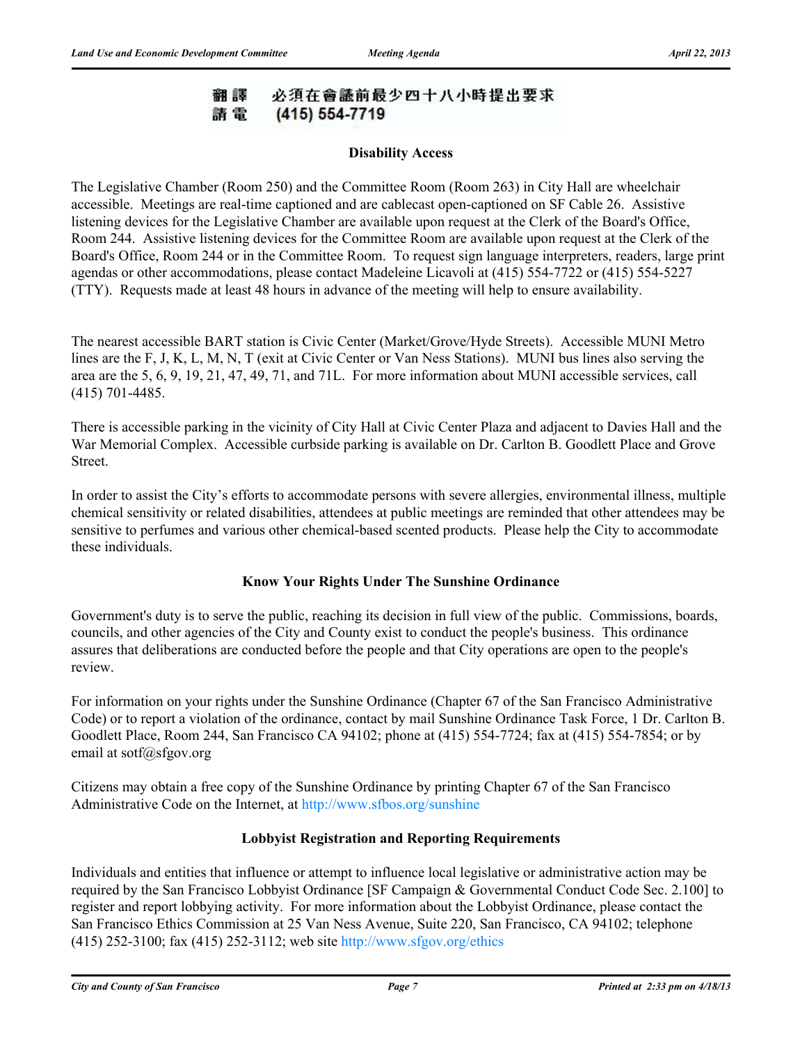翻譯　必須在會議前最少四十八小時提出要求
請電　(415) 554-7719

**Disability Access**

The Legislative Chamber (Room 250) and the Committee Room (Room 263) in City Hall are wheelchair accessible. Meetings are real-time captioned and are cablecast open-captioned on SF Cable 26. Assistive listening devices for the Legislative Chamber are available upon request at the Clerk of the Board's Office, Room 244. Assistive listening devices for the Committee Room are available upon request at the Clerk of the Board's Office, Room 244 or in the Committee Room. To request sign language interpreters, readers, large print agendas or other accommodations, please contact Madeleine Licavoli at (415) 554-7722 or (415) 554-5227 (TTY). Requests made at least 48 hours in advance of the meeting will help to ensure availability.

The nearest accessible BART station is Civic Center (Market/Grove/Hyde Streets). Accessible MUNI Metro lines are the F, J, K, L, M, N, T (exit at Civic Center or Van Ness Stations). MUNI bus lines also serving the area are the 5, 6, 9, 19, 21, 47, 49, 71, and 71L. For more information about MUNI accessible services, call (415) 701-4485.

There is accessible parking in the vicinity of City Hall at Civic Center Plaza and adjacent to Davies Hall and the War Memorial Complex. Accessible curbside parking is available on Dr. Carlton B. Goodlett Place and Grove Street.

In order to assist the City's efforts to accommodate persons with severe allergies, environmental illness, multiple chemical sensitivity or related disabilities, attendees at public meetings are reminded that other attendees may be sensitive to perfumes and various other chemical-based scented products. Please help the City to accommodate these individuals.

**Know Your Rights Under The Sunshine Ordinance**

Government's duty is to serve the public, reaching its decision in full view of the public. Commissions, boards, councils, and other agencies of the City and County exist to conduct the people's business. This ordinance assures that deliberations are conducted before the people and that City operations are open to the people's review.

For information on your rights under the Sunshine Ordinance (Chapter 67 of the San Francisco Administrative Code) or to report a violation of the ordinance, contact by mail Sunshine Ordinance Task Force, 1 Dr. Carlton B. Goodlett Place, Room 244, San Francisco CA 94102; phone at (415) 554-7724; fax at (415) 554-7854; or by email at sotf@sfgov.org

Citizens may obtain a free copy of the Sunshine Ordinance by printing Chapter 67 of the San Francisco Administrative Code on the Internet, at http://www.sfbos.org/sunshine

**Lobbyist Registration and Reporting Requirements**

Individuals and entities that influence or attempt to influence local legislative or administrative action may be required by the San Francisco Lobbyist Ordinance [SF Campaign & Governmental Conduct Code Sec. 2.100] to register and report lobbying activity. For more information about the Lobbyist Ordinance, please contact the San Francisco Ethics Commission at 25 Van Ness Avenue, Suite 220, San Francisco, CA 94102; telephone (415) 252-3100; fax (415) 252-3112; web site http://www.sfgov.org/ethics